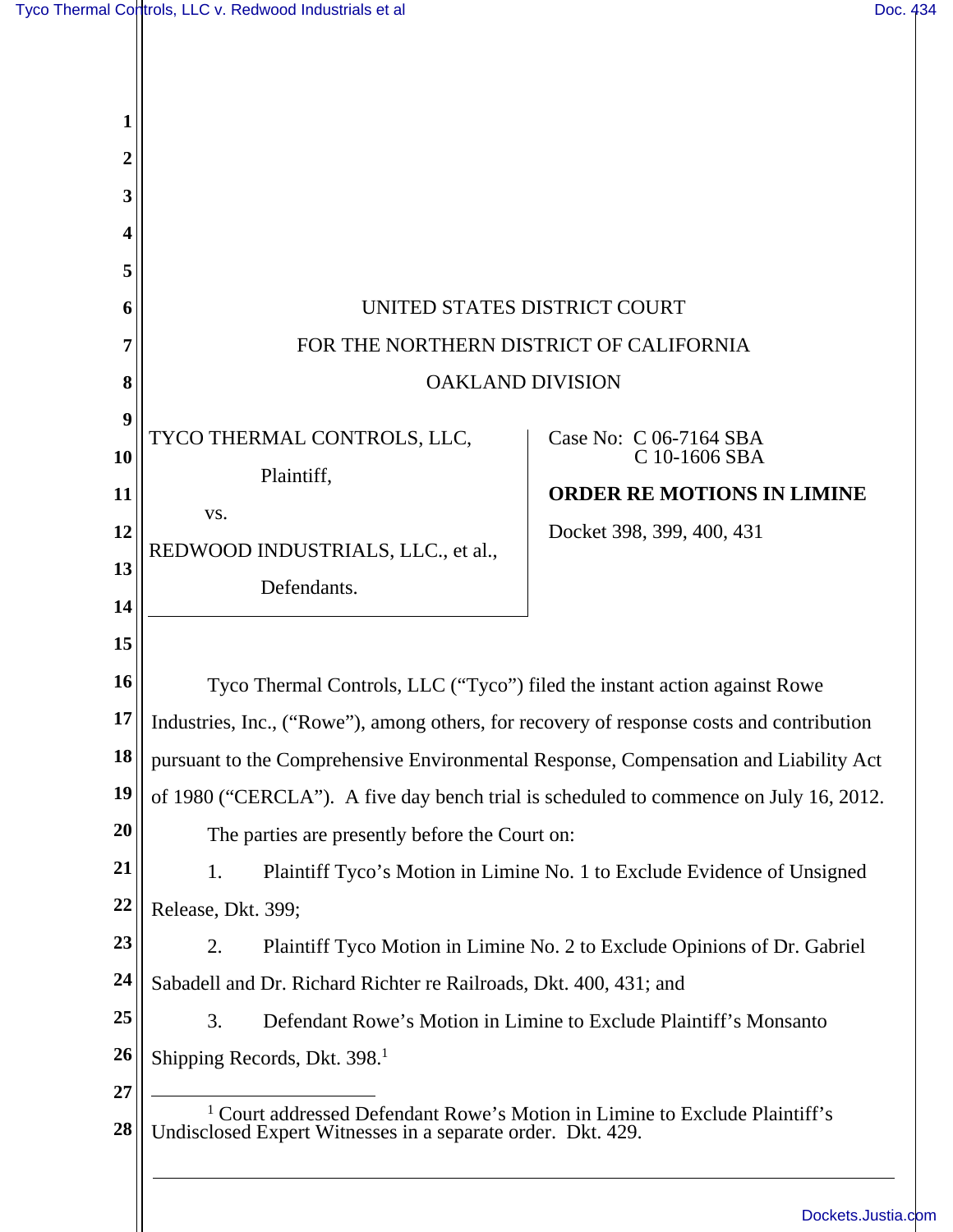UNITED STATES DISTRICT COURT

FOR THE NORTHERN DISTRICT OF CALIFORNIA

OAKLAND DIVISION

TYCO THERMAL CONTROLS, LLC,

Plaintiff,

vs.

REDWOOD INDUSTRIALS, LLC., et al.,

Defendants.

Case No: C 06-7164 SBA
C 10-1606 SBA

**ORDER RE MOTIONS IN LIMINE**

Docket 398, 399, 400, 431

Tyco Thermal Controls, LLC ("Tyco") filed the instant action against Rowe Industries, Inc., ("Rowe"), among others, for recovery of response costs and contribution pursuant to the Comprehensive Environmental Response, Compensation and Liability Act of 1980 ("CERCLA"). A five day bench trial is scheduled to commence on July 16, 2012.

The parties are presently before the Court on:

1. Plaintiff Tyco's Motion in Limine No. 1 to Exclude Evidence of Unsigned Release, Dkt. 399;

2. Plaintiff Tyco Motion in Limine No. 2 to Exclude Opinions of Dr. Gabriel Sabadell and Dr. Richard Richter re Railroads, Dkt. 400, 431; and

3. Defendant Rowe's Motion in Limine to Exclude Plaintiff's Monsanto Shipping Records, Dkt. 398.[1]

[1] Court addressed Defendant Rowe's Motion in Limine to Exclude Plaintiff's Undisclosed Expert Witnesses in a separate order. Dkt. 429.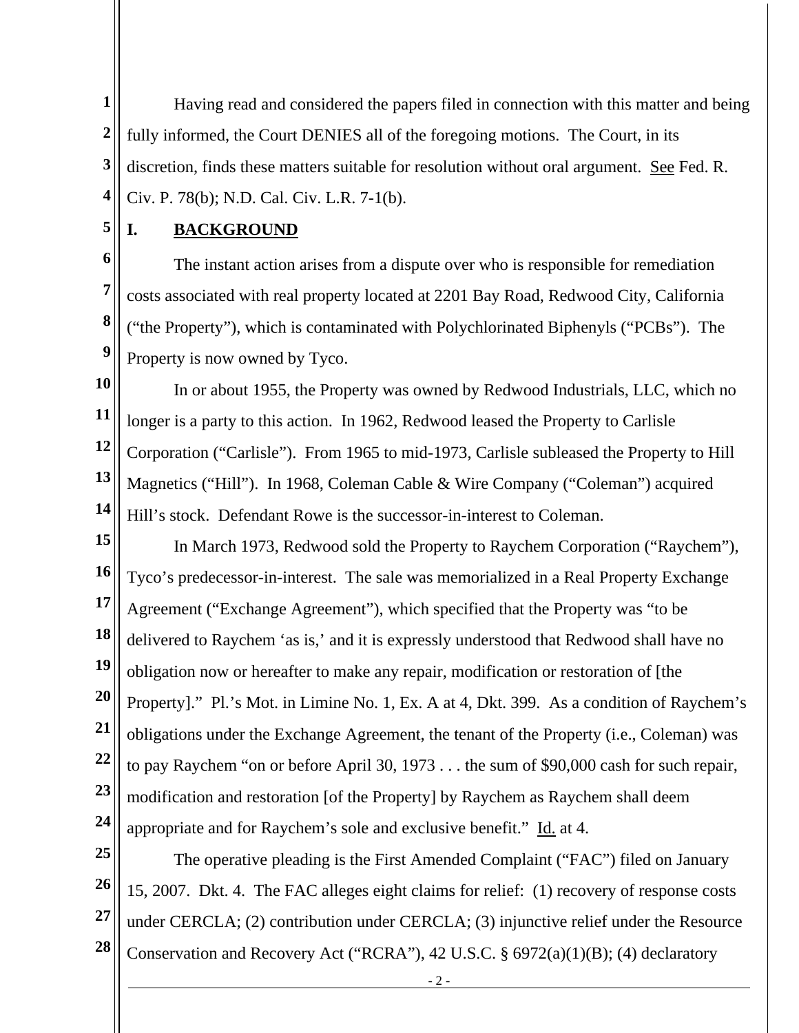Having read and considered the papers filed in connection with this matter and being fully informed, the Court DENIES all of the foregoing motions. The Court, in its discretion, finds these matters suitable for resolution without oral argument. See Fed. R. Civ. P. 78(b); N.D. Cal. Civ. L.R. 7-1(b).

## I. BACKGROUND

The instant action arises from a dispute over who is responsible for remediation costs associated with real property located at 2201 Bay Road, Redwood City, California ("the Property"), which is contaminated with Polychlorinated Biphenyls ("PCBs"). The Property is now owned by Tyco.

In or about 1955, the Property was owned by Redwood Industrials, LLC, which no longer is a party to this action. In 1962, Redwood leased the Property to Carlisle Corporation ("Carlisle"). From 1965 to mid-1973, Carlisle subleased the Property to Hill Magnetics ("Hill"). In 1968, Coleman Cable & Wire Company ("Coleman") acquired Hill's stock. Defendant Rowe is the successor-in-interest to Coleman.

In March 1973, Redwood sold the Property to Raychem Corporation ("Raychem"), Tyco's predecessor-in-interest. The sale was memorialized in a Real Property Exchange Agreement ("Exchange Agreement"), which specified that the Property was "to be delivered to Raychem 'as is,' and it is expressly understood that Redwood shall have no obligation now or hereafter to make any repair, modification or restoration of [the Property]." Pl.'s Mot. in Limine No. 1, Ex. A at 4, Dkt. 399. As a condition of Raychem's obligations under the Exchange Agreement, the tenant of the Property (i.e., Coleman) was to pay Raychem "on or before April 30, 1973 . . . the sum of $90,000 cash for such repair, modification and restoration [of the Property] by Raychem as Raychem shall deem appropriate and for Raychem's sole and exclusive benefit." Id. at 4.

The operative pleading is the First Amended Complaint ("FAC") filed on January 15, 2007. Dkt. 4. The FAC alleges eight claims for relief: (1) recovery of response costs under CERCLA; (2) contribution under CERCLA; (3) injunctive relief under the Resource Conservation and Recovery Act ("RCRA"), 42 U.S.C. § 6972(a)(1)(B); (4) declaratory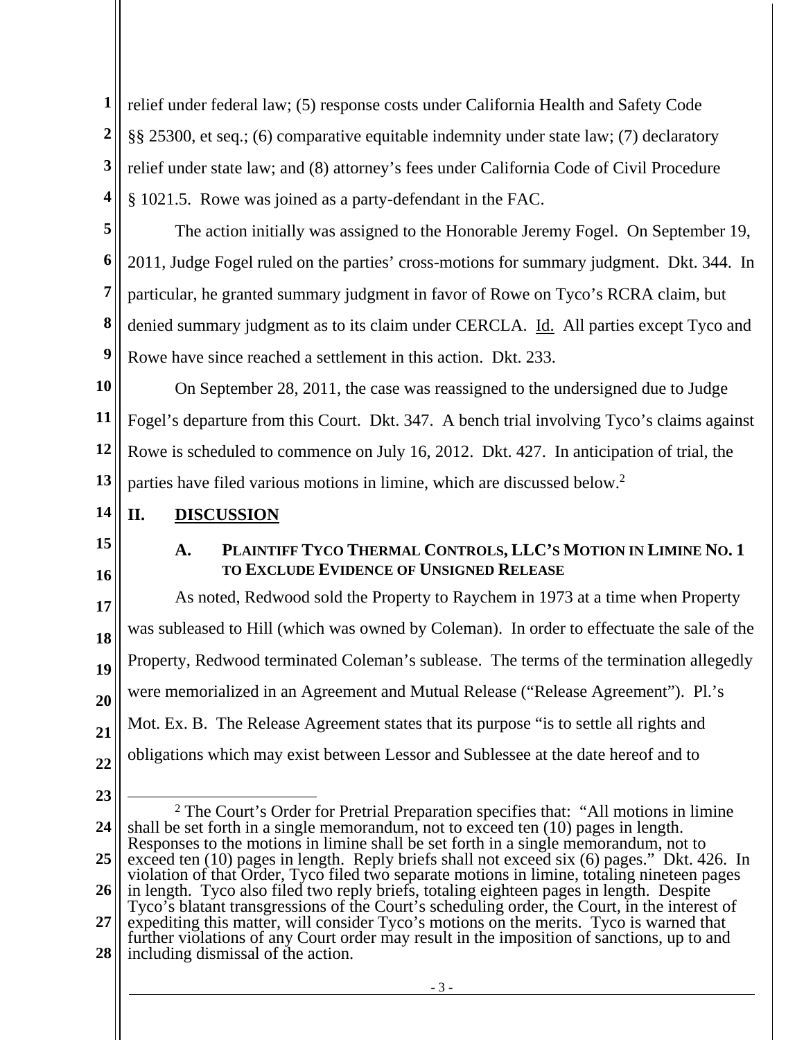relief under federal law; (5) response costs under California Health and Safety Code §§ 25300, et seq.; (6) comparative equitable indemnity under state law; (7) declaratory relief under state law; and (8) attorney's fees under California Code of Civil Procedure § 1021.5. Rowe was joined as a party-defendant in the FAC.

The action initially was assigned to the Honorable Jeremy Fogel. On September 19, 2011, Judge Fogel ruled on the parties' cross-motions for summary judgment. Dkt. 344. In particular, he granted summary judgment in favor of Rowe on Tyco's RCRA claim, but denied summary judgment as to its claim under CERCLA. Id. All parties except Tyco and Rowe have since reached a settlement in this action. Dkt. 233.

On September 28, 2011, the case was reassigned to the undersigned due to Judge Fogel's departure from this Court. Dkt. 347. A bench trial involving Tyco's claims against Rowe is scheduled to commence on July 16, 2012. Dkt. 427. In anticipation of trial, the parties have filed various motions in limine, which are discussed below.[2]

## II. DISCUSSION

### A. PLAINTIFF TYCO THERMAL CONTROLS, LLC'S MOTION IN LIMINE NO. 1 TO EXCLUDE EVIDENCE OF UNSIGNED RELEASE

As noted, Redwood sold the Property to Raychem in 1973 at a time when Property was subleased to Hill (which was owned by Coleman). In order to effectuate the sale of the Property, Redwood terminated Coleman's sublease. The terms of the termination allegedly were memorialized in an Agreement and Mutual Release ("Release Agreement"). Pl.'s Mot. Ex. B. The Release Agreement states that its purpose "is to settle all rights and obligations which may exist between Lessor and Sublessee at the date hereof and to

---

[2] The Court's Order for Pretrial Preparation specifies that: "All motions in limine shall be set forth in a single memorandum, not to exceed ten (10) pages in length. Responses to the motions in limine shall be set forth in a single memorandum, not to exceed ten (10) pages in length. Reply briefs shall not exceed six (6) pages." Dkt. 426. In violation of that Order, Tyco filed two separate motions in limine, totaling nineteen pages in length. Tyco also filed two reply briefs, totaling eighteen pages in length. Despite Tyco's blatant transgressions of the Court's scheduling order, the Court, in the interest of expediting this matter, will consider Tyco's motions on the merits. Tyco is warned that further violations of any Court order may result in the imposition of sanctions, up to and including dismissal of the action.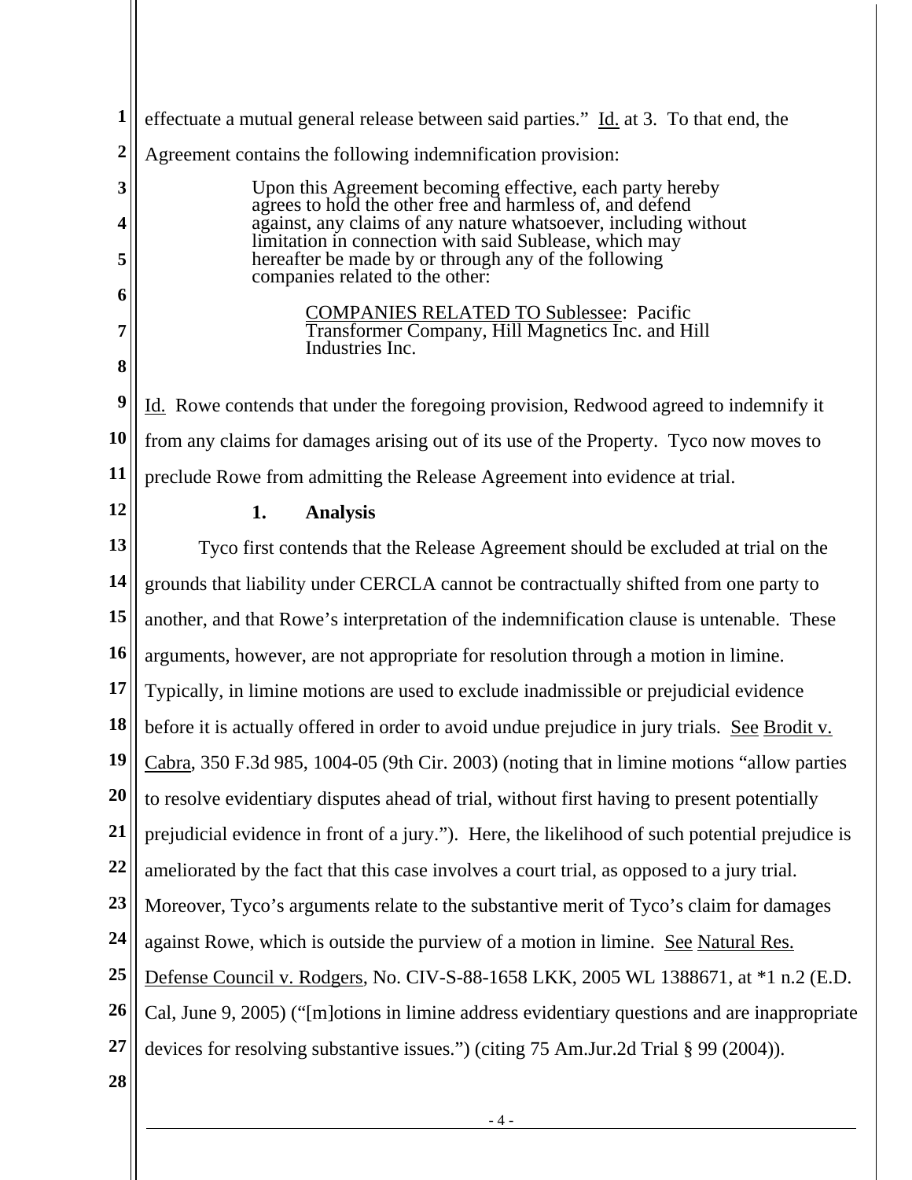effectuate a mutual general release between said parties." Id. at 3. To that end, the Agreement contains the following indemnification provision:

> Upon this Agreement becoming effective, each party hereby agrees to hold the other free and harmless of, and defend against, any claims of any nature whatsoever, including without limitation in connection with said Sublease, which may hereafter be made by or through any of the following companies related to the other:
>
> > COMPANIES RELATED TO Sublessee: Pacific Transformer Company, Hill Magnetics Inc. and Hill Industries Inc.

Id. Rowe contends that under the foregoing provision, Redwood agreed to indemnify it from any claims for damages arising out of its use of the Property. Tyco now moves to preclude Rowe from admitting the Release Agreement into evidence at trial.

**1. Analysis**

Tyco first contends that the Release Agreement should be excluded at trial on the grounds that liability under CERCLA cannot be contractually shifted from one party to another, and that Rowe's interpretation of the indemnification clause is untenable. These arguments, however, are not appropriate for resolution through a motion in limine. Typically, in limine motions are used to exclude inadmissible or prejudicial evidence before it is actually offered in order to avoid undue prejudice in jury trials. See Brodit v. Cabra, 350 F.3d 985, 1004-05 (9th Cir. 2003) (noting that in limine motions "allow parties to resolve evidentiary disputes ahead of trial, without first having to present potentially prejudicial evidence in front of a jury."). Here, the likelihood of such potential prejudice is ameliorated by the fact that this case involves a court trial, as opposed to a jury trial. Moreover, Tyco's arguments relate to the substantive merit of Tyco's claim for damages against Rowe, which is outside the purview of a motion in limine. See Natural Res. Defense Council v. Rodgers, No. CIV-S-88-1658 LKK, 2005 WL 1388671, at *1 n.2 (E.D. Cal, June 9, 2005) ("[m]otions in limine address evidentiary questions and are inappropriate devices for resolving substantive issues.") (citing 75 Am.Jur.2d Trial § 99 (2004)).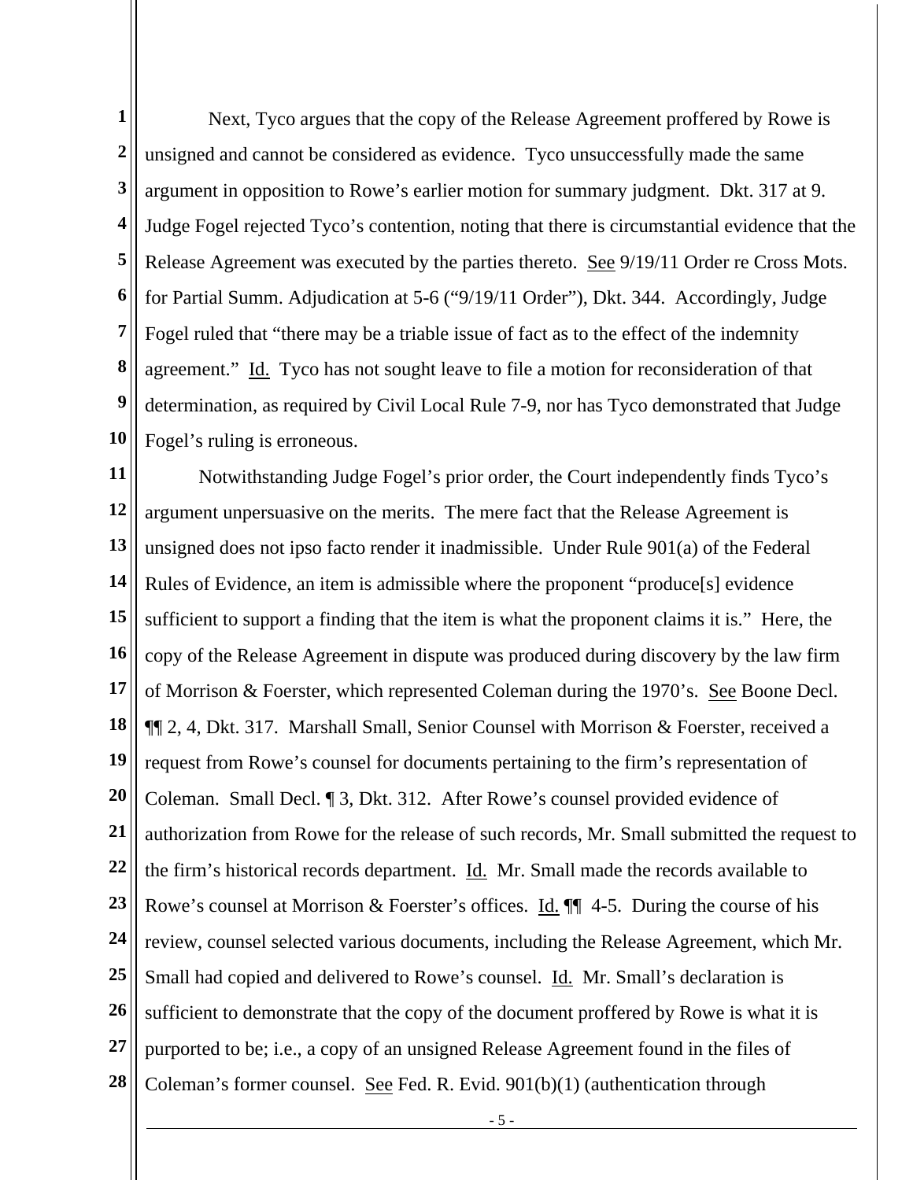Next, Tyco argues that the copy of the Release Agreement proffered by Rowe is unsigned and cannot be considered as evidence. Tyco unsuccessfully made the same argument in opposition to Rowe's earlier motion for summary judgment. Dkt. 317 at 9. Judge Fogel rejected Tyco's contention, noting that there is circumstantial evidence that the Release Agreement was executed by the parties thereto. See 9/19/11 Order re Cross Mots. for Partial Summ. Adjudication at 5-6 ("9/19/11 Order"), Dkt. 344. Accordingly, Judge Fogel ruled that "there may be a triable issue of fact as to the effect of the indemnity agreement." Id. Tyco has not sought leave to file a motion for reconsideration of that determination, as required by Civil Local Rule 7-9, nor has Tyco demonstrated that Judge Fogel's ruling is erroneous.

Notwithstanding Judge Fogel's prior order, the Court independently finds Tyco's argument unpersuasive on the merits. The mere fact that the Release Agreement is unsigned does not ipso facto render it inadmissible. Under Rule 901(a) of the Federal Rules of Evidence, an item is admissible where the proponent "produce[s] evidence sufficient to support a finding that the item is what the proponent claims it is." Here, the copy of the Release Agreement in dispute was produced during discovery by the law firm of Morrison & Foerster, which represented Coleman during the 1970's. See Boone Decl. ¶¶ 2, 4, Dkt. 317. Marshall Small, Senior Counsel with Morrison & Foerster, received a request from Rowe's counsel for documents pertaining to the firm's representation of Coleman. Small Decl. ¶ 3, Dkt. 312. After Rowe's counsel provided evidence of authorization from Rowe for the release of such records, Mr. Small submitted the request to the firm's historical records department. Id. Mr. Small made the records available to Rowe's counsel at Morrison & Foerster's offices. Id. ¶¶ 4-5. During the course of his review, counsel selected various documents, including the Release Agreement, which Mr. Small had copied and delivered to Rowe's counsel. Id. Mr. Small's declaration is sufficient to demonstrate that the copy of the document proffered by Rowe is what it is purported to be; i.e., a copy of an unsigned Release Agreement found in the files of Coleman's former counsel. See Fed. R. Evid. 901(b)(1) (authentication through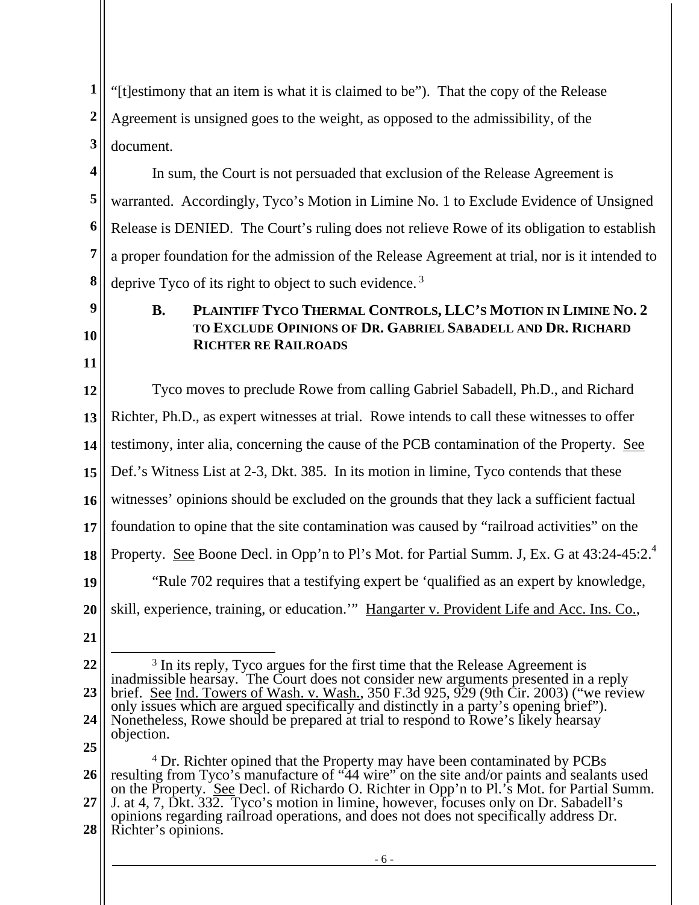"[t]estimony that an item is what it is claimed to be"). That the copy of the Release Agreement is unsigned goes to the weight, as opposed to the admissibility, of the document.

In sum, the Court is not persuaded that exclusion of the Release Agreement is warranted. Accordingly, Tyco's Motion in Limine No. 1 to Exclude Evidence of Unsigned Release is DENIED. The Court's ruling does not relieve Rowe of its obligation to establish a proper foundation for the admission of the Release Agreement at trial, nor is it intended to deprive Tyco of its right to object to such evidence.[3]

### B. PLAINTIFF TYCO THERMAL CONTROLS, LLC'S MOTION IN LIMINE NO. 2 TO EXCLUDE OPINIONS OF DR. GABRIEL SABADELL AND DR. RICHARD RICHTER RE RAILROADS

Tyco moves to preclude Rowe from calling Gabriel Sabadell, Ph.D., and Richard Richter, Ph.D., as expert witnesses at trial. Rowe intends to call these witnesses to offer testimony, inter alia, concerning the cause of the PCB contamination of the Property. See Def.'s Witness List at 2-3, Dkt. 385. In its motion in limine, Tyco contends that these witnesses' opinions should be excluded on the grounds that they lack a sufficient factual foundation to opine that the site contamination was caused by "railroad activities" on the Property. See Boone Decl. in Opp'n to Pl's Mot. for Partial Summ. J, Ex. G at 43:24-45:2.[4]

"Rule 702 requires that a testifying expert be 'qualified as an expert by knowledge, skill, experience, training, or education.'" Hangarter v. Provident Life and Acc. Ins. Co.,

---

[3] In its reply, Tyco argues for the first time that the Release Agreement is inadmissible hearsay. The Court does not consider new arguments presented in a reply brief. See Ind. Towers of Wash. v. Wash., 350 F.3d 925, 929 (9th Cir. 2003) ("we review only issues which are argued specifically and distinctly in a party's opening brief"). Nonetheless, Rowe should be prepared at trial to respond to Rowe's likely hearsay objection.

[4] Dr. Richter opined that the Property may have been contaminated by PCBs resulting from Tyco's manufacture of "44 wire" on the site and/or paints and sealants used on the Property. See Decl. of Richardo O. Richter in Opp'n to Pl.'s Mot. for Partial Summ. J. at 4, 7, Dkt. 332. Tyco's motion in limine, however, focuses only on Dr. Sabadell's opinions regarding railroad operations, and does not does not specifically address Dr. Richter's opinions.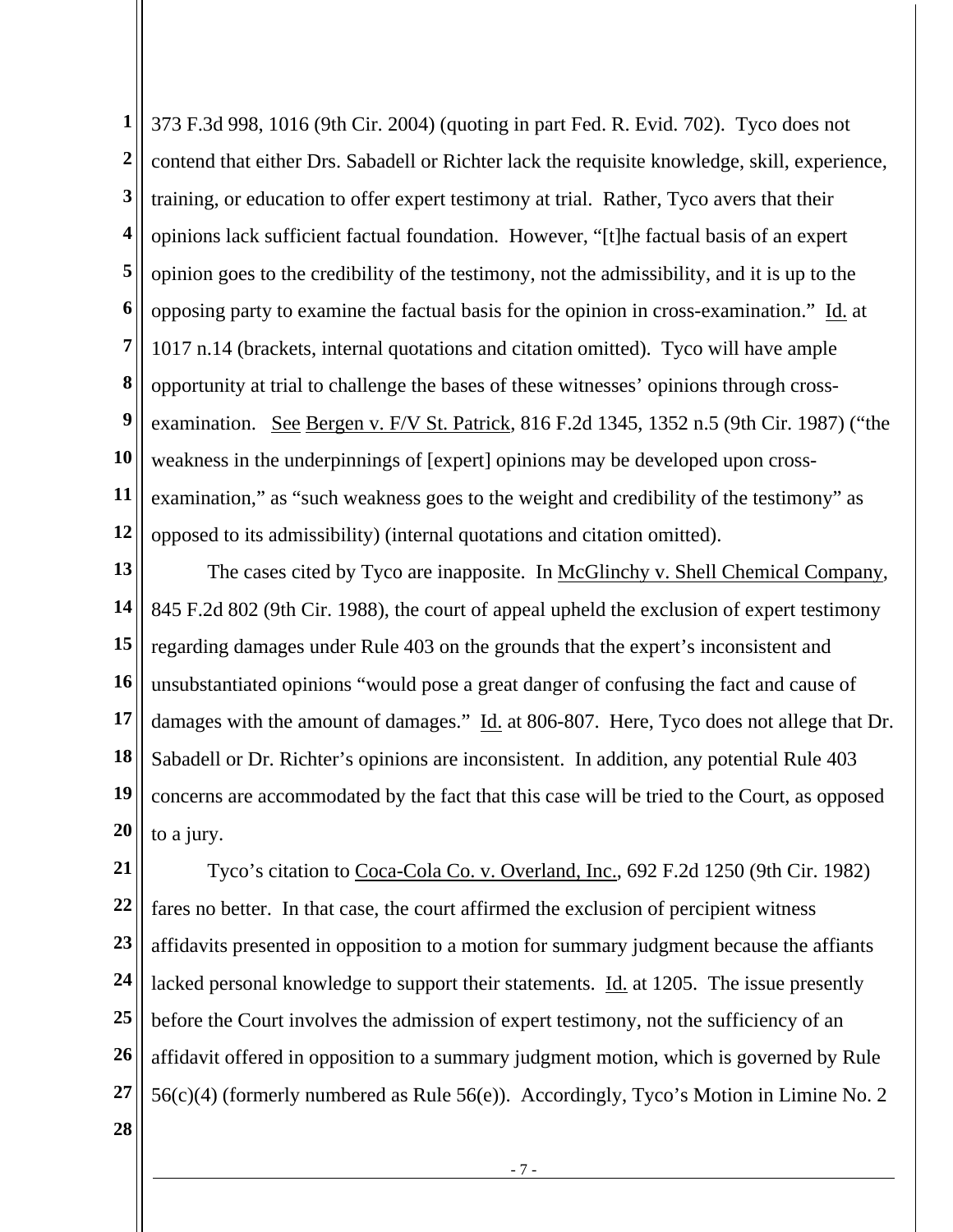373 F.3d 998, 1016 (9th Cir. 2004) (quoting in part Fed. R. Evid. 702). Tyco does not contend that either Drs. Sabadell or Richter lack the requisite knowledge, skill, experience, training, or education to offer expert testimony at trial. Rather, Tyco avers that their opinions lack sufficient factual foundation. However, "[t]he factual basis of an expert opinion goes to the credibility of the testimony, not the admissibility, and it is up to the opposing party to examine the factual basis for the opinion in cross-examination." Id. at 1017 n.14 (brackets, internal quotations and citation omitted). Tyco will have ample opportunity at trial to challenge the bases of these witnesses' opinions through cross-examination. See Bergen v. F/V St. Patrick, 816 F.2d 1345, 1352 n.5 (9th Cir. 1987) ("the weakness in the underpinnings of [expert] opinions may be developed upon cross-examination," as "such weakness goes to the weight and credibility of the testimony" as opposed to its admissibility) (internal quotations and citation omitted).

The cases cited by Tyco are inapposite. In McGlinchy v. Shell Chemical Company, 845 F.2d 802 (9th Cir. 1988), the court of appeal upheld the exclusion of expert testimony regarding damages under Rule 403 on the grounds that the expert's inconsistent and unsubstantiated opinions "would pose a great danger of confusing the fact and cause of damages with the amount of damages." Id. at 806-807. Here, Tyco does not allege that Dr. Sabadell or Dr. Richter's opinions are inconsistent. In addition, any potential Rule 403 concerns are accommodated by the fact that this case will be tried to the Court, as opposed to a jury.

Tyco's citation to Coca-Cola Co. v. Overland, Inc., 692 F.2d 1250 (9th Cir. 1982) fares no better. In that case, the court affirmed the exclusion of percipient witness affidavits presented in opposition to a motion for summary judgment because the affiants lacked personal knowledge to support their statements. Id. at 1205. The issue presently before the Court involves the admission of expert testimony, not the sufficiency of an affidavit offered in opposition to a summary judgment motion, which is governed by Rule 56(c)(4) (formerly numbered as Rule 56(e)). Accordingly, Tyco's Motion in Limine No. 2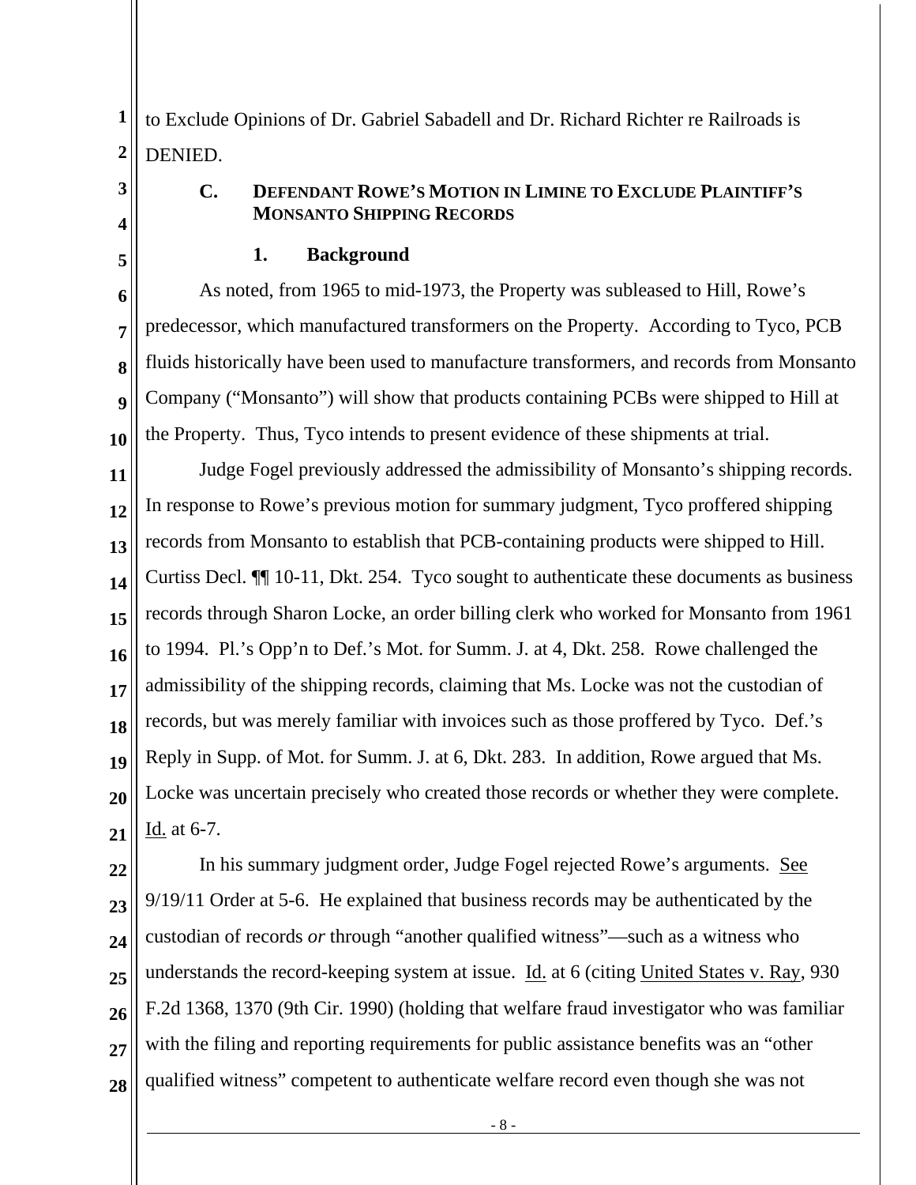to Exclude Opinions of Dr. Gabriel Sabadell and Dr. Richard Richter re Railroads is DENIED.

### C. Defendant Rowe's Motion in Limine to Exclude Plaintiff's Monsanto Shipping Records

#### 1. Background

As noted, from 1965 to mid-1973, the Property was subleased to Hill, Rowe's predecessor, which manufactured transformers on the Property. According to Tyco, PCB fluids historically have been used to manufacture transformers, and records from Monsanto Company ("Monsanto") will show that products containing PCBs were shipped to Hill at the Property. Thus, Tyco intends to present evidence of these shipments at trial.

Judge Fogel previously addressed the admissibility of Monsanto's shipping records. In response to Rowe's previous motion for summary judgment, Tyco proffered shipping records from Monsanto to establish that PCB-containing products were shipped to Hill. Curtiss Decl. ¶¶ 10-11, Dkt. 254. Tyco sought to authenticate these documents as business records through Sharon Locke, an order billing clerk who worked for Monsanto from 1961 to 1994. Pl.'s Opp'n to Def.'s Mot. for Summ. J. at 4, Dkt. 258. Rowe challenged the admissibility of the shipping records, claiming that Ms. Locke was not the custodian of records, but was merely familiar with invoices such as those proffered by Tyco. Def.'s Reply in Supp. of Mot. for Summ. J. at 6, Dkt. 283. In addition, Rowe argued that Ms. Locke was uncertain precisely who created those records or whether they were complete. Id. at 6-7.

In his summary judgment order, Judge Fogel rejected Rowe's arguments. See 9/19/11 Order at 5-6. He explained that business records may be authenticated by the custodian of records *or* through "another qualified witness"—such as a witness who understands the record-keeping system at issue. Id. at 6 (citing United States v. Ray, 930 F.2d 1368, 1370 (9th Cir. 1990) (holding that welfare fraud investigator who was familiar with the filing and reporting requirements for public assistance benefits was an "other qualified witness" competent to authenticate welfare record even though she was not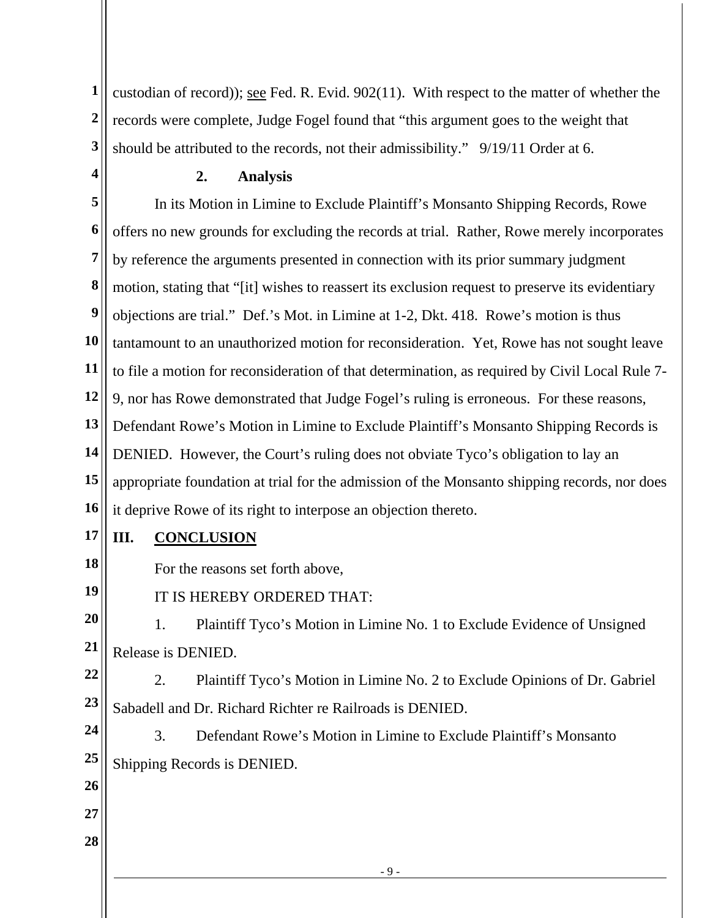custodian of record)); see Fed. R. Evid. 902(11). With respect to the matter of whether the records were complete, Judge Fogel found that "this argument goes to the weight that should be attributed to the records, not their admissibility." 9/19/11 Order at 6.

**2. Analysis**

In its Motion in Limine to Exclude Plaintiff's Monsanto Shipping Records, Rowe offers no new grounds for excluding the records at trial. Rather, Rowe merely incorporates by reference the arguments presented in connection with its prior summary judgment motion, stating that "[it] wishes to reassert its exclusion request to preserve its evidentiary objections are trial." Def.'s Mot. in Limine at 1-2, Dkt. 418. Rowe's motion is thus tantamount to an unauthorized motion for reconsideration. Yet, Rowe has not sought leave to file a motion for reconsideration of that determination, as required by Civil Local Rule 7-9, nor has Rowe demonstrated that Judge Fogel's ruling is erroneous. For these reasons, Defendant Rowe's Motion in Limine to Exclude Plaintiff's Monsanto Shipping Records is DENIED. However, the Court's ruling does not obviate Tyco's obligation to lay an appropriate foundation at trial for the admission of the Monsanto shipping records, nor does it deprive Rowe of its right to interpose an objection thereto.

## III. CONCLUSION

For the reasons set forth above,

IT IS HEREBY ORDERED THAT:

1. Plaintiff Tyco's Motion in Limine No. 1 to Exclude Evidence of Unsigned Release is DENIED.

2. Plaintiff Tyco's Motion in Limine No. 2 to Exclude Opinions of Dr. Gabriel Sabadell and Dr. Richard Richter re Railroads is DENIED.

3. Defendant Rowe's Motion in Limine to Exclude Plaintiff's Monsanto Shipping Records is DENIED.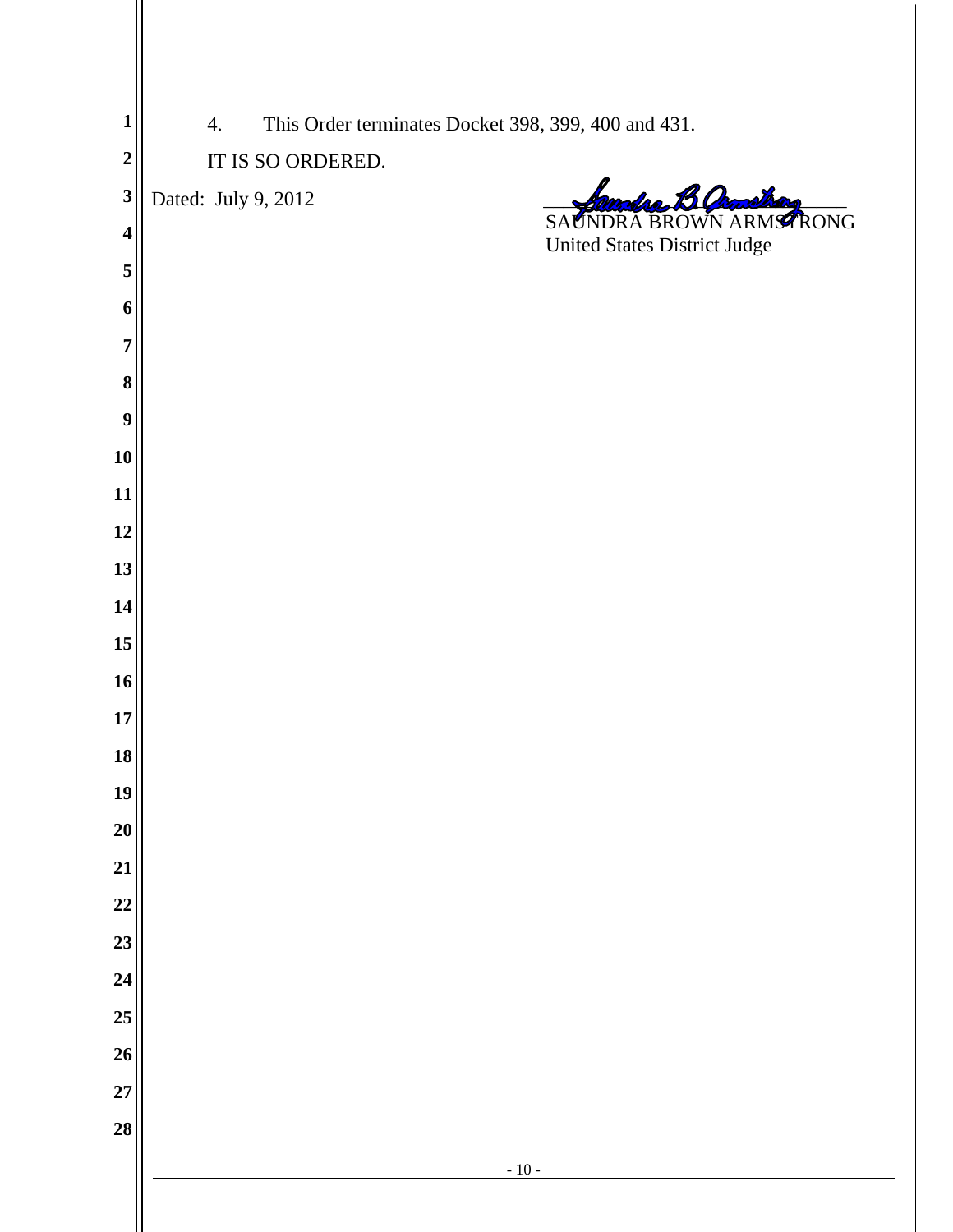4. This Order terminates Docket 398, 399, 400 and 431.

IT IS SO ORDERED.

Dated: July 9, 2012

SAUNDRA BROWN ARMSTRONG
United States District Judge